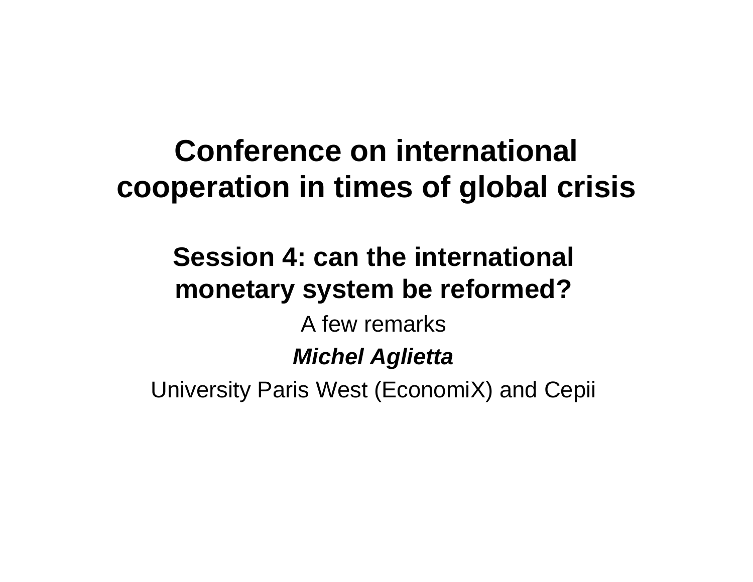# Conference on international cooperation in times of global crisis

## Session 4: can the international monetary system be reformed?

A few remarks

***Michel Aglietta***

University Paris West (EconomiX) and Cepii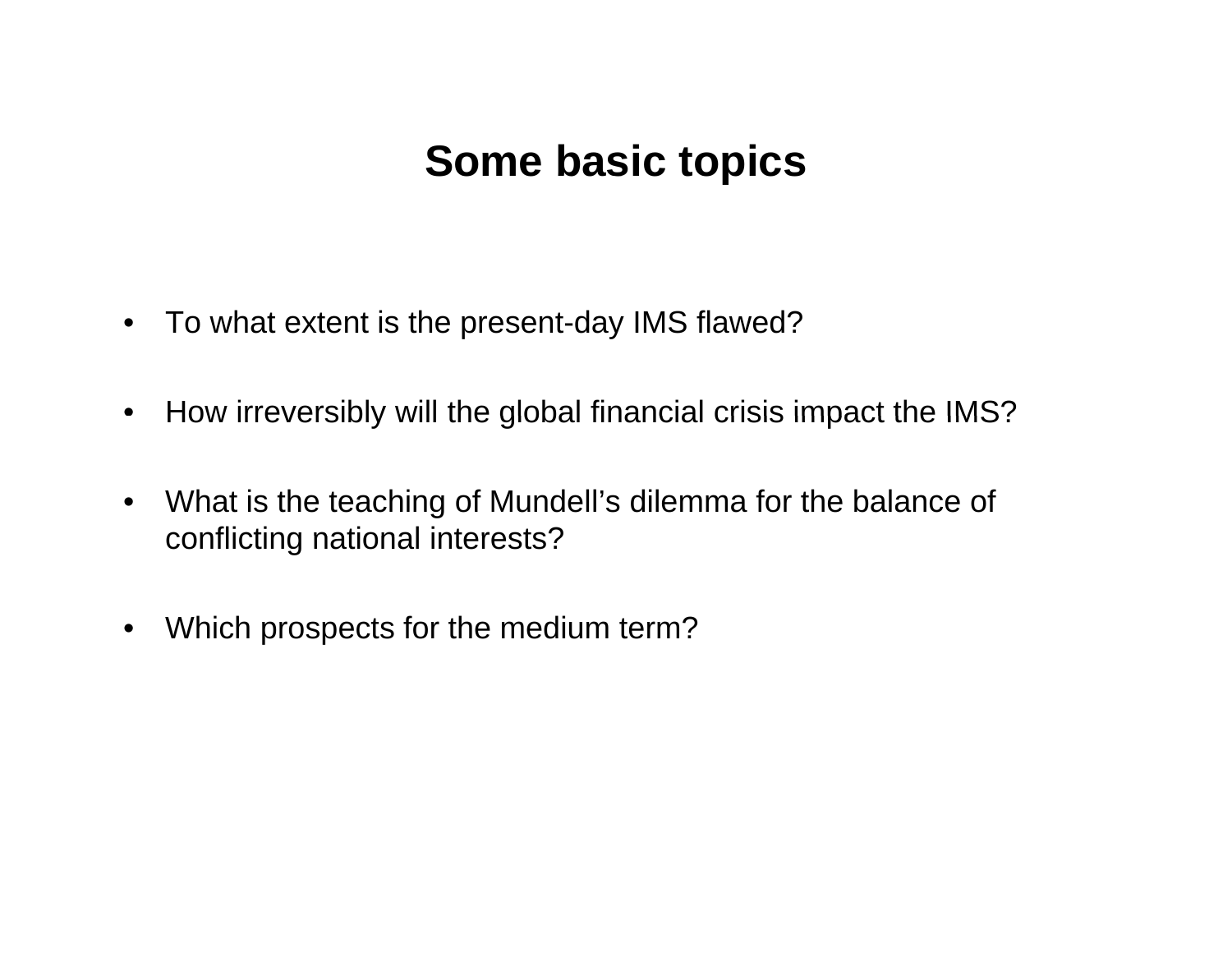# Some basic topics

- To what extent is the present-day IMS flawed?
- How irreversibly will the global financial crisis impact the IMS?
- What is the teaching of Mundell's dilemma for the balance of conflicting national interests?
- Which prospects for the medium term?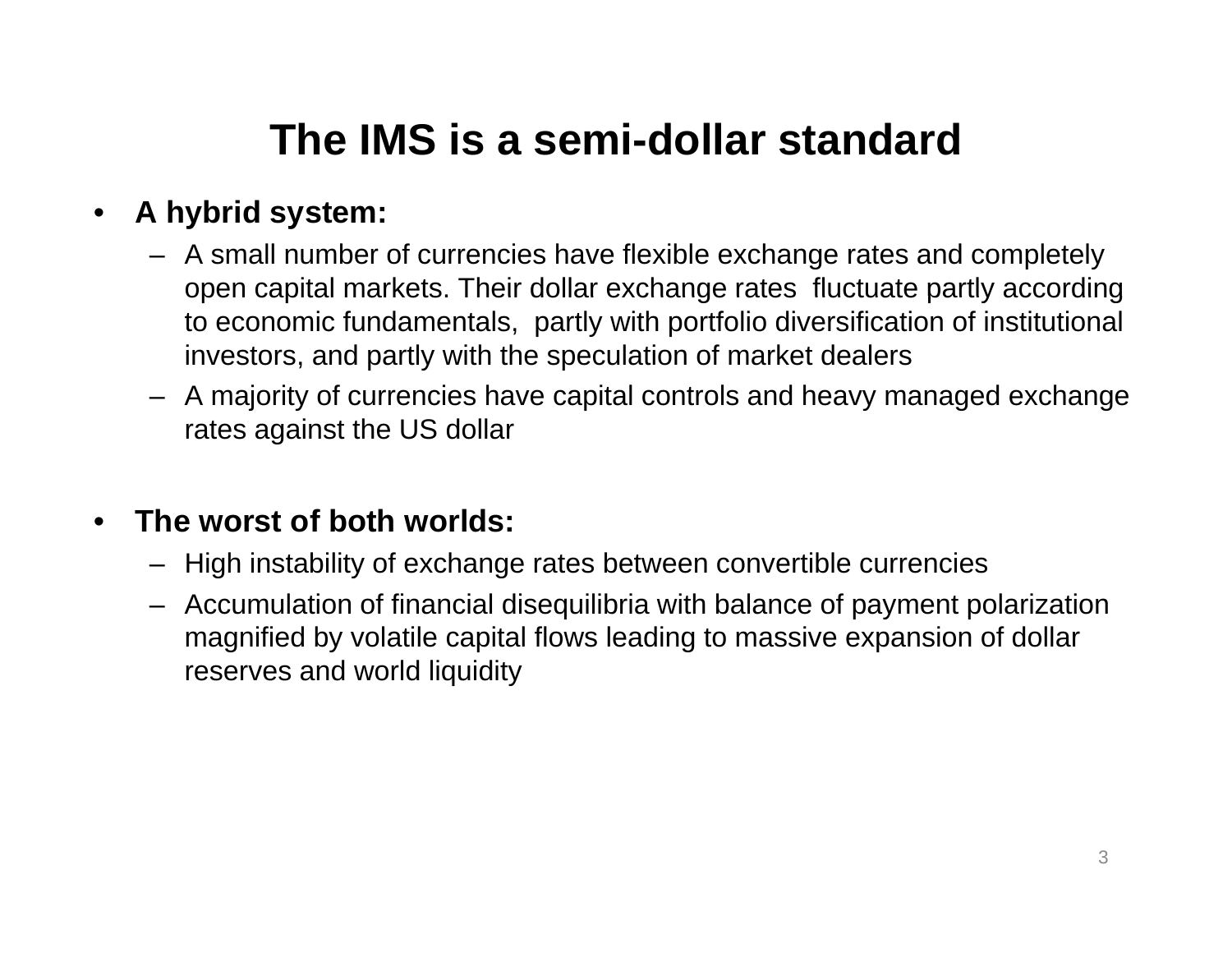# The IMS is a semi-dollar standard

- **A hybrid system:**
  - A small number of currencies have flexible exchange rates and completely open capital markets. Their dollar exchange rates fluctuate partly according to economic fundamentals, partly with portfolio diversification of institutional investors, and partly with the speculation of market dealers
  - A majority of currencies have capital controls and heavy managed exchange rates against the US dollar

- **The worst of both worlds:**
  - High instability of exchange rates between convertible currencies
  - Accumulation of financial disequilibria with balance of payment polarization magnified by volatile capital flows leading to massive expansion of dollar reserves and world liquidity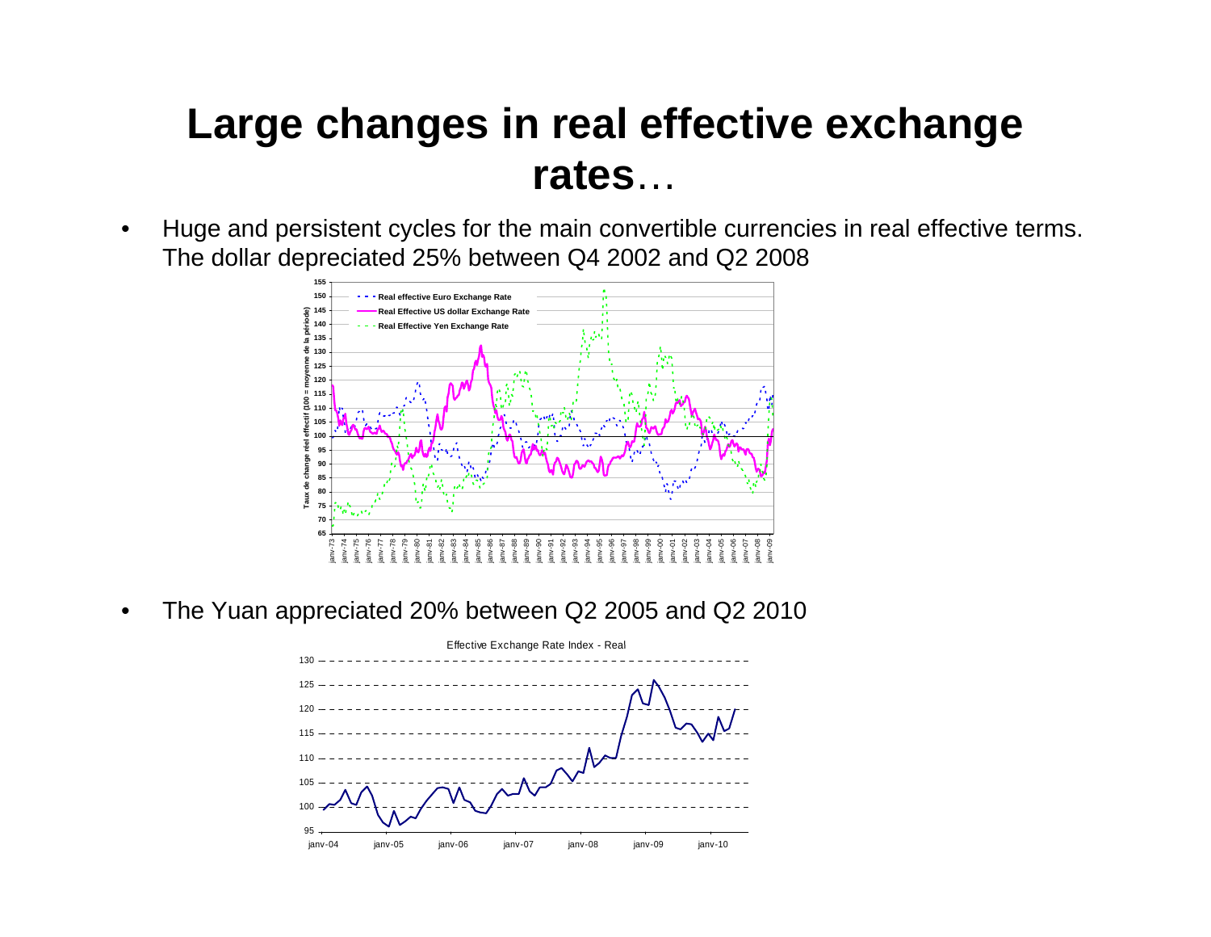# Large changes in real effective exchange rates…

- Huge and persistent cycles for the main convertible currencies in real effective terms. The dollar depreciated 25% between Q4 2002 and Q2 2008

- The Yuan appreciated 20% between Q2 2005 and Q2 2010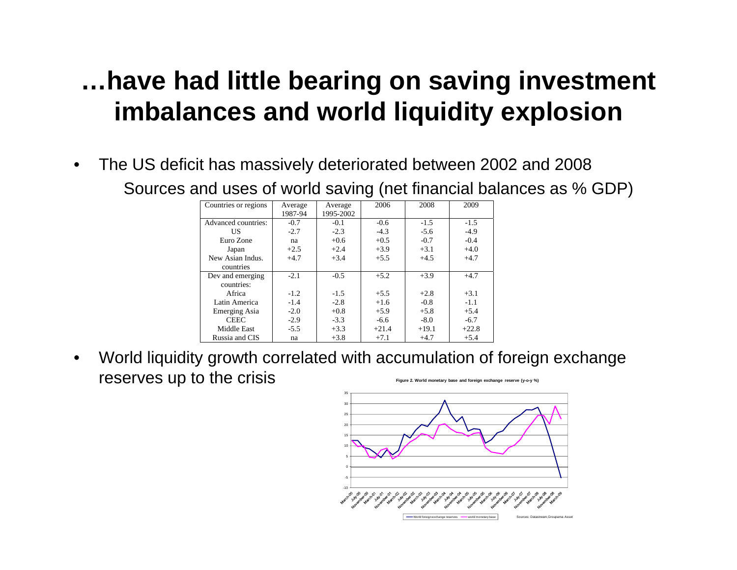# …have had little bearing on saving investment imbalances and world liquidity explosion

- The US deficit has massively deteriorated between 2002 and 2008

Sources and uses of world saving (net financial balances as % GDP)

| Countries or regions | Average 1987-94 | Average 1995-2002 | 2006 | 2008 | 2009 |
|---|---|---|---|---|---|
| Advanced countries: | -0.7 | -0.1 | -0.6 | -1.5 | -1.5 |
| US | -2.7 | -2.3 | -4.3 | -5.6 | -4.9 |
| Euro Zone | na | +0.6 | +0.5 | -0.7 | -0.4 |
| Japan | +2.5 | +2.4 | +3.9 | +3.1 | +4.0 |
| New Asian Indus. countries | +4.7 | +3.4 | +5.5 | +4.5 | +4.7 |
| Dev and emerging countries: | -2.1 | -0.5 | +5.2 | +3.9 | +4.7 |
| Africa | -1.2 | -1.5 | +5.5 | +2.8 | +3.1 |
| Latin America | -1.4 | -2.8 | +1.6 | -0.8 | -1.1 |
| Emerging Asia | -2.0 | +0.8 | +5.9 | +5.8 | +5.4 |
| CEEC | -2.9 | -3.3 | -6.6 | -8.0 | -6.7 |
| Middle East | -5.5 | +3.3 | +21.4 | +19.1 | +22.8 |
| Russia and CIS | na | +3.8 | +7.1 | +4.7 | +5.4 |

- World liquidity growth correlated with accumulation of foreign exchange reserves up to the crisis

Figure 2. World monetary base and foreign exchange reserve (y-o-y %)

World foreign exchange reserves — world monetary base

Sources: Datastream, Groupama Asset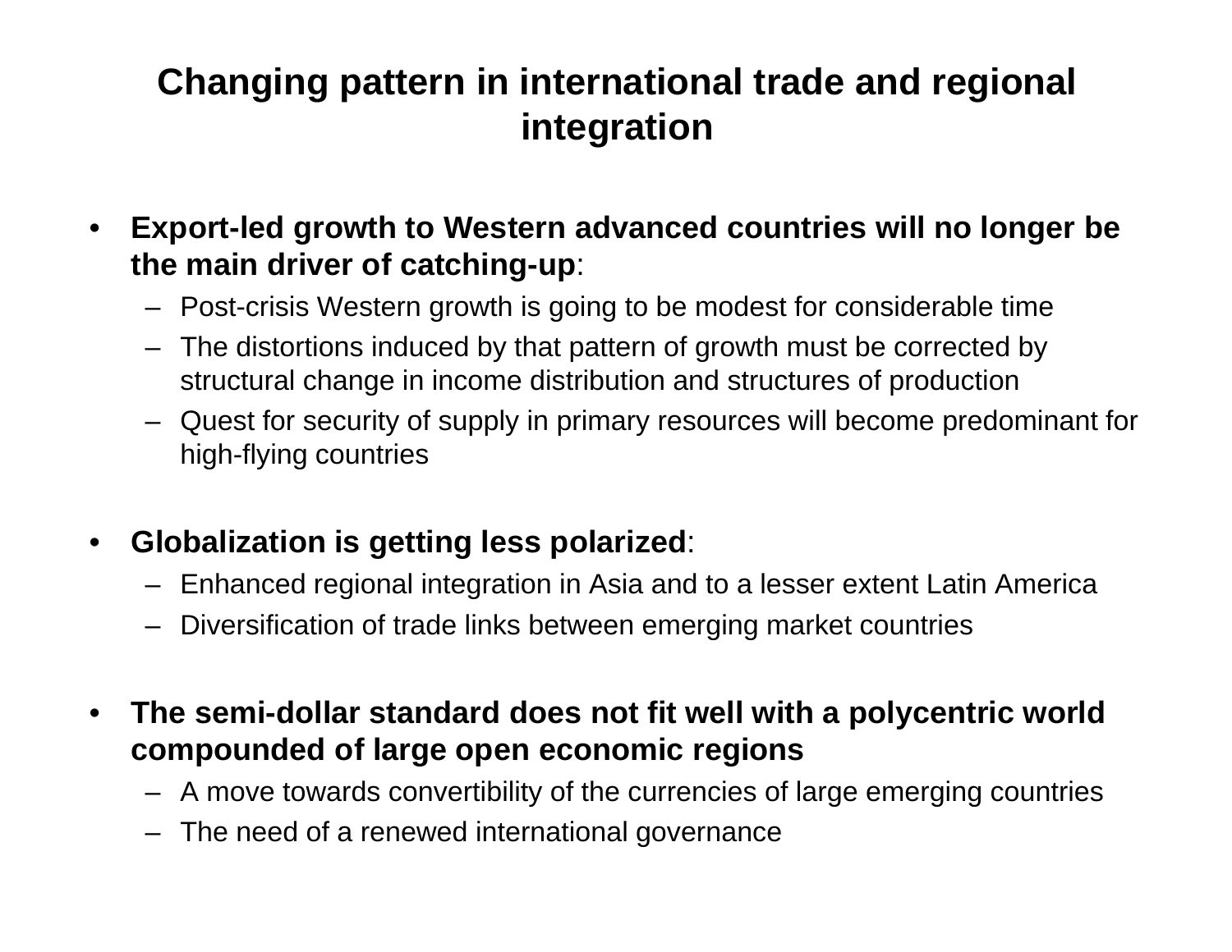# Changing pattern in international trade and regional integration

- **Export-led growth to Western advanced countries will no longer be the main driver of catching-up**:
  - Post-crisis Western growth is going to be modest for considerable time
  - The distortions induced by that pattern of growth must be corrected by structural change in income distribution and structures of production
  - Quest for security of supply in primary resources will become predominant for high-flying countries

- **Globalization is getting less polarized**:
  - Enhanced regional integration in Asia and to a lesser extent Latin America
  - Diversification of trade links between emerging market countries

- **The semi-dollar standard does not fit well with a polycentric world compounded of large open economic regions**
  - A move towards convertibility of the currencies of large emerging countries
  - The need of a renewed international governance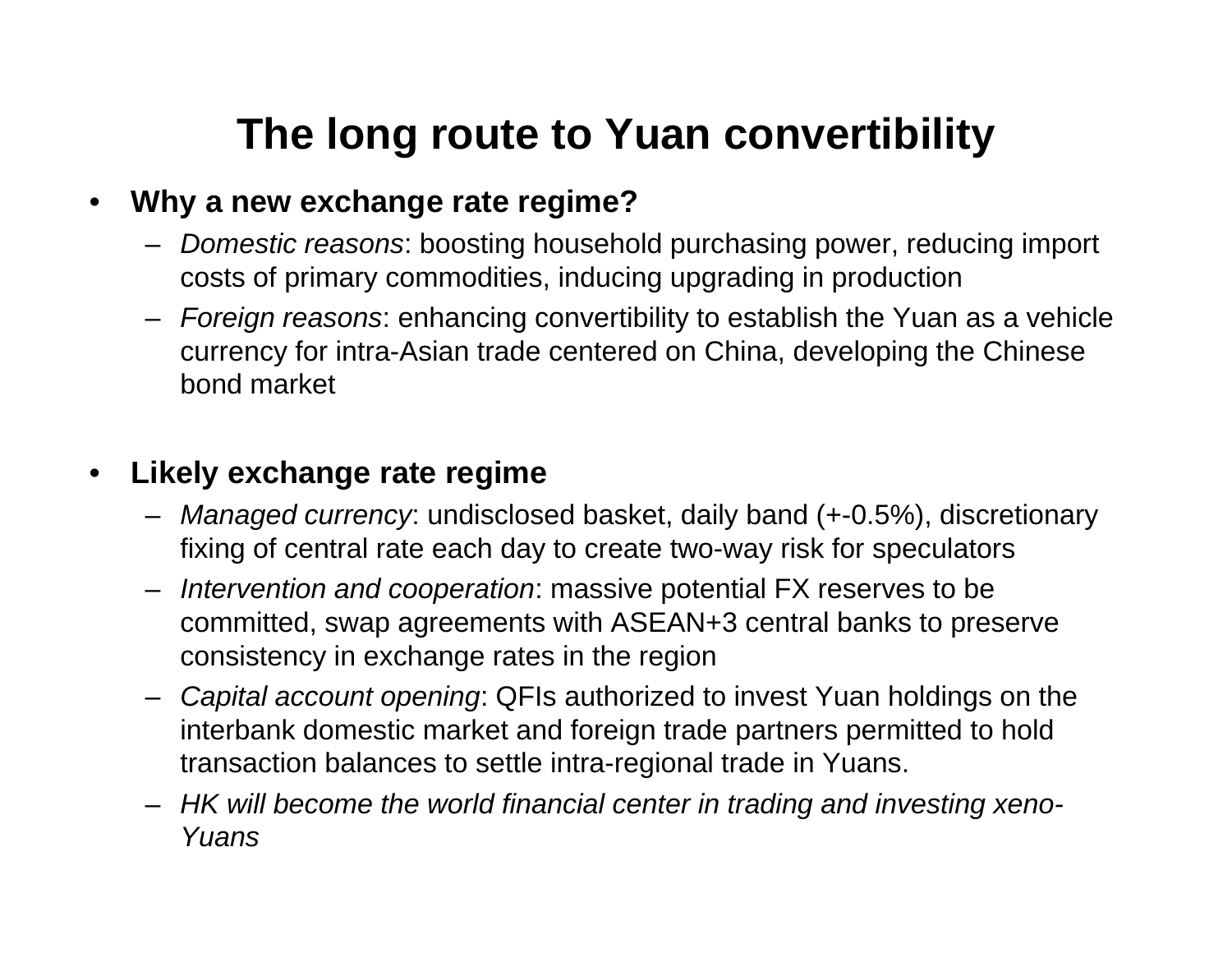# The long route to Yuan convertibility

- **Why a new exchange rate regime?**
  - *Domestic reasons*: boosting household purchasing power, reducing import costs of primary commodities, inducing upgrading in production
  - *Foreign reasons*: enhancing convertibility to establish the Yuan as a vehicle currency for intra-Asian trade centered on China, developing the Chinese bond market

- **Likely exchange rate regime**
  - *Managed currency*: undisclosed basket, daily band (+-0.5%), discretionary fixing of central rate each day to create two-way risk for speculators
  - *Intervention and cooperation*: massive potential FX reserves to be committed, swap agreements with ASEAN+3 central banks to preserve consistency in exchange rates in the region
  - *Capital account opening*: QFIs authorized to invest Yuan holdings on the interbank domestic market and foreign trade partners permitted to hold transaction balances to settle intra-regional trade in Yuans.
  - *HK will become the world financial center in trading and investing xeno-Yuans*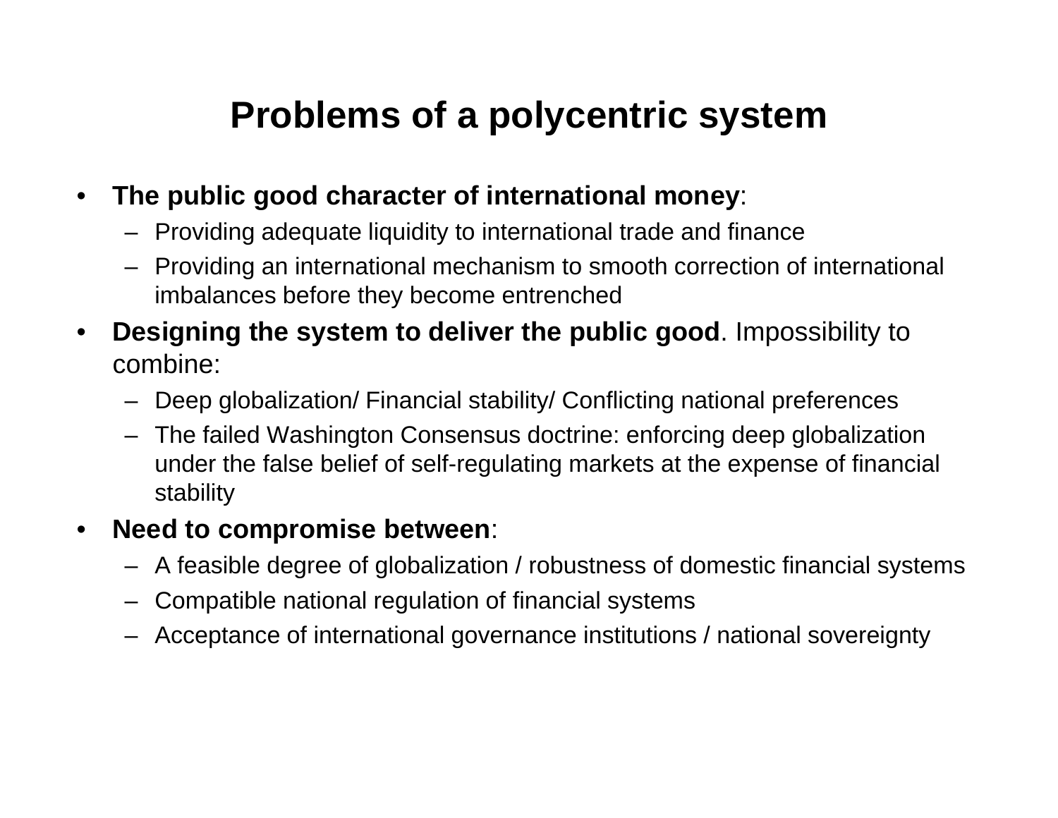# Problems of a polycentric system

- **The public good character of international money**:
  - Providing adequate liquidity to international trade and finance
  - Providing an international mechanism to smooth correction of international imbalances before they become entrenched
- **Designing the system to deliver the public good**. Impossibility to combine:
  - Deep globalization/ Financial stability/ Conflicting national preferences
  - The failed Washington Consensus doctrine: enforcing deep globalization under the false belief of self-regulating markets at the expense of financial stability
- **Need to compromise between**:
  - A feasible degree of globalization / robustness of domestic financial systems
  - Compatible national regulation of financial systems
  - Acceptance of international governance institutions / national sovereignty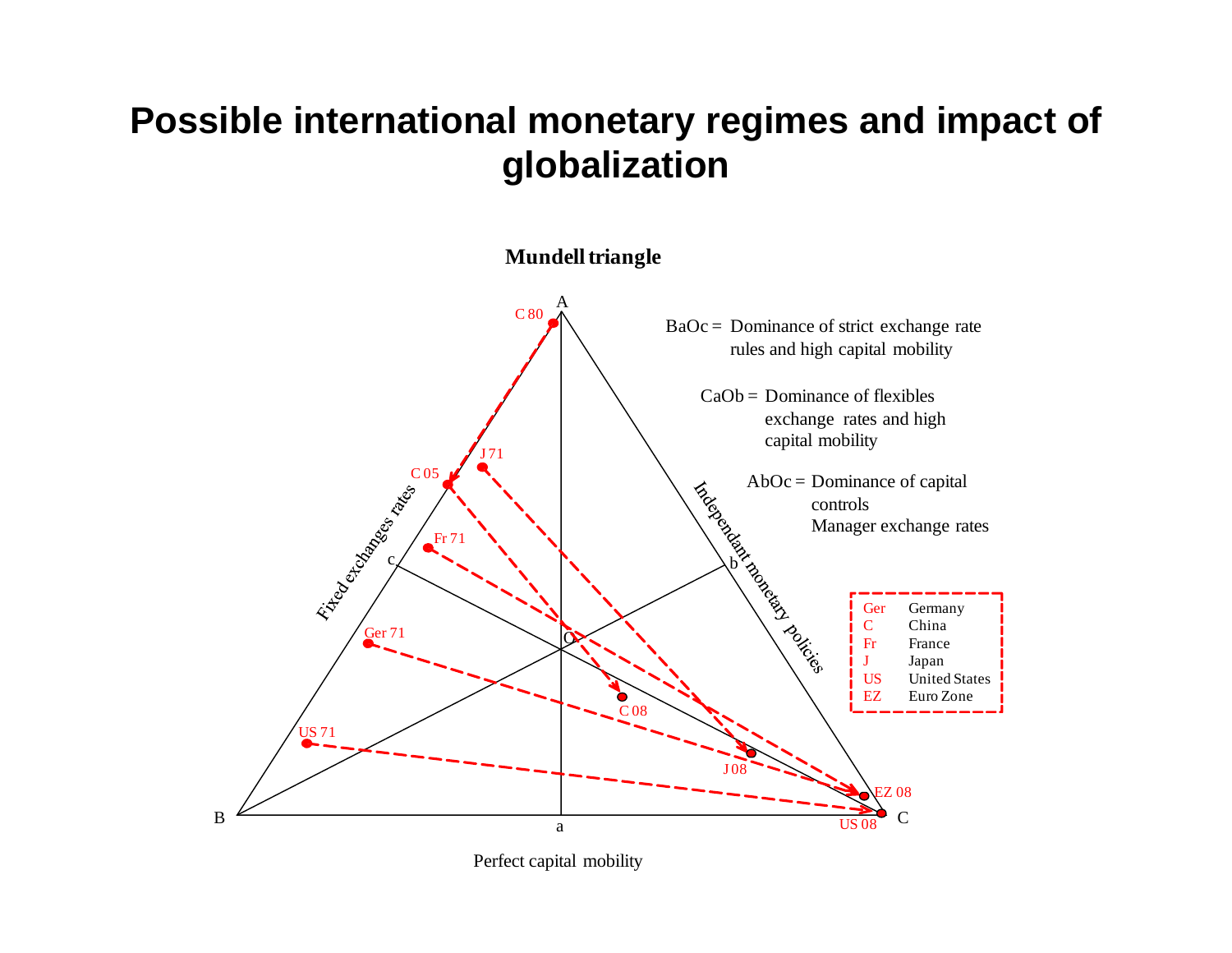# Possible international monetary regimes and impact of globalization

**Mundell triangle**

BaOc = Dominance of strict exchange rate rules and high capital mobility

CaOb = Dominance of flexibles exchange rates and high capital mobility

AbOc = Dominance of capital controls Manager exchange rates

| | |
|---|---|
| Ger | Germany |
| C | China |
| Fr | France |
| J | Japan |
| US | United States |
| EZ | Euro Zone |

A, B, C, a, b, c, O

Fixed exchanges rates

Independant monetary policies

Perfect capital mobility

C 80, C 05, C 08, J 71, J 08, Fr 71, Ger 71, US 71, US 08, EZ 08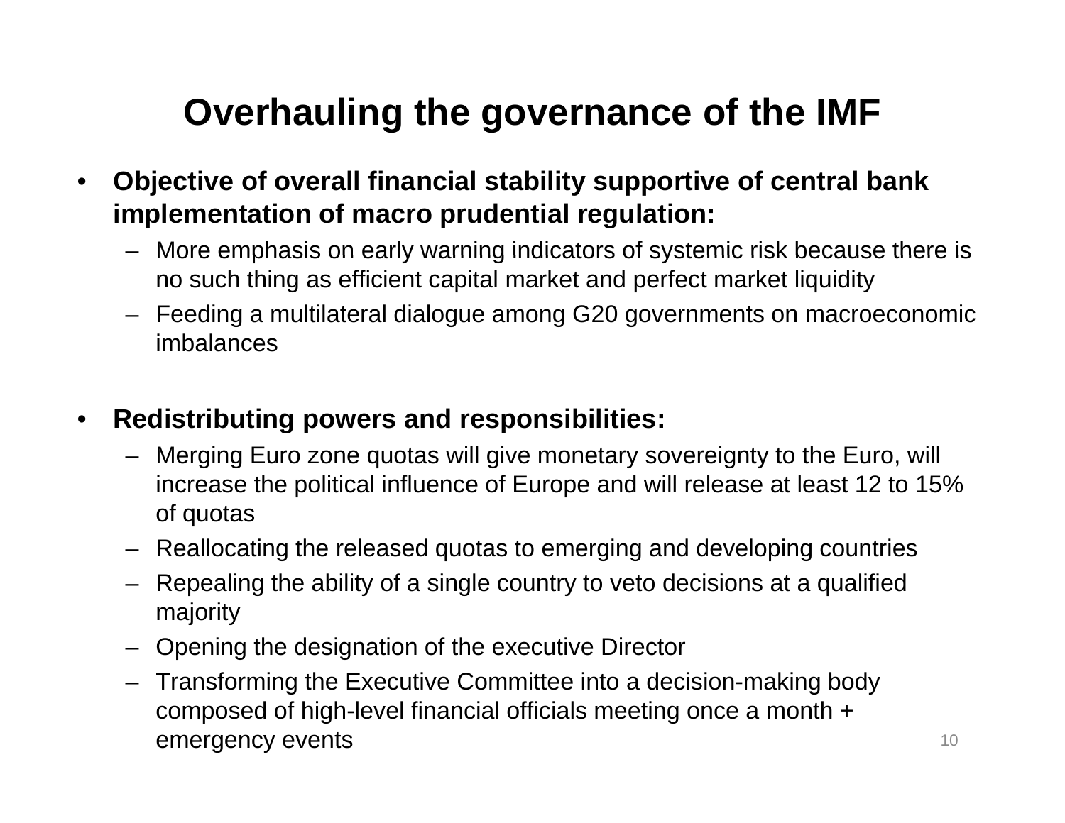# Overhauling the governance of the IMF

- **Objective of overall financial stability supportive of central bank implementation of macro prudential regulation:**
  - More emphasis on early warning indicators of systemic risk because there is no such thing as efficient capital market and perfect market liquidity
  - Feeding a multilateral dialogue among G20 governments on macroeconomic imbalances

- **Redistributing powers and responsibilities:**
  - Merging Euro zone quotas will give monetary sovereignty to the Euro, will increase the political influence of Europe and will release at least 12 to 15% of quotas
  - Reallocating the released quotas to emerging and developing countries
  - Repealing the ability of a single country to veto decisions at a qualified majority
  - Opening the designation of the executive Director
  - Transforming the Executive Committee into a decision-making body composed of high-level financial officials meeting once a month + emergency events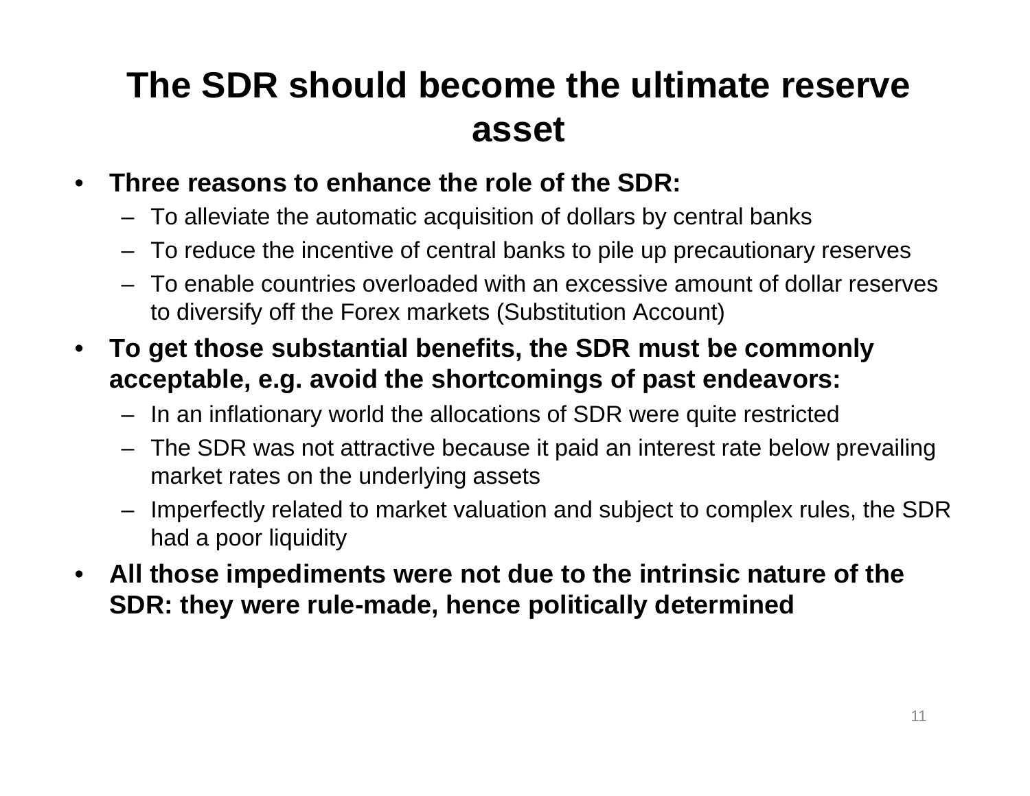# The SDR should become the ultimate reserve asset

- **Three reasons to enhance the role of the SDR:**
  - To alleviate the automatic acquisition of dollars by central banks
  - To reduce the incentive of central banks to pile up precautionary reserves
  - To enable countries overloaded with an excessive amount of dollar reserves to diversify off the Forex markets (Substitution Account)
- **To get those substantial benefits, the SDR must be commonly acceptable, e.g. avoid the shortcomings of past endeavors:**
  - In an inflationary world the allocations of SDR were quite restricted
  - The SDR was not attractive because it paid an interest rate below prevailing market rates on the underlying assets
  - Imperfectly related to market valuation and subject to complex rules, the SDR had a poor liquidity
- **All those impediments were not due to the intrinsic nature of the SDR: they were rule-made, hence politically determined**